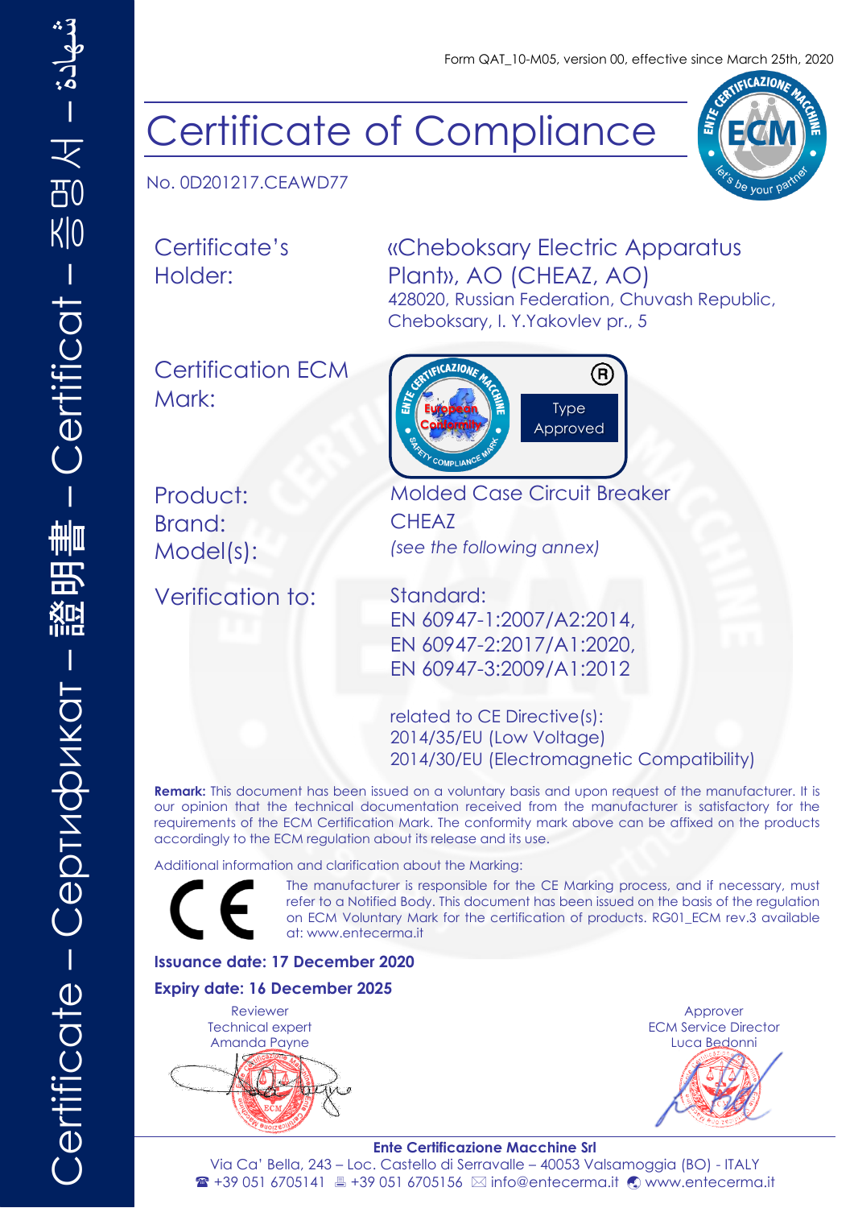Form QAT_10-M05, version 00, effective since March 25th, 2020

# Certificate of Compliance

No. 0D201217.CEAWD77

Certificate's Holder: «Cheboksary Electric Apparatus Plant», AO (CHEAZ, AO)
428020, Russian Federation, Chuvash Republic, Cheboksary, I. Y.Yakovlev pr., 5

Certification ECM Mark: Type Approved

Product: Molded Case Circuit Breaker
Brand: CHEAZ
Model(s): *(see the following annex)*

Verification to: Standard:
EN 60947-1:2007/A2:2014,
EN 60947-2:2017/A1:2020,
EN 60947-3:2009/A1:2012

related to CE Directive(s):
2014/35/EU (Low Voltage)
2014/30/EU (Electromagnetic Compatibility)

**Remark:** This document has been issued on a voluntary basis and upon request of the manufacturer. It is our opinion that the technical documentation received from the manufacturer is satisfactory for the requirements of the ECM Certification Mark. The conformity mark above can be affixed on the products accordingly to the ECM regulation about its release and its use.

Additional information and clarification about the Marking:

CE

The manufacturer is responsible for the CE Marking process, and if necessary, must refer to a Notified Body. This document has been issued on the basis of the regulation on ECM Voluntary Mark for the certification of products. RG01_ECM rev.3 available at: www.entecerma.it

**Issuance date: 17 December 2020**

**Expiry date: 16 December 2025**

Reviewer
Technical expert
Amanda Payne

Approver
ECM Service Director
Luca Bedonni

**Ente Certificazione Macchine Srl**
Via Ca' Bella, 243 – Loc. Castello di Serravalle – 40053 Valsamoggia (BO) - ITALY
☎ +39 051 6705141 +39 051 6705156 info@entecerma.it www.entecerma.it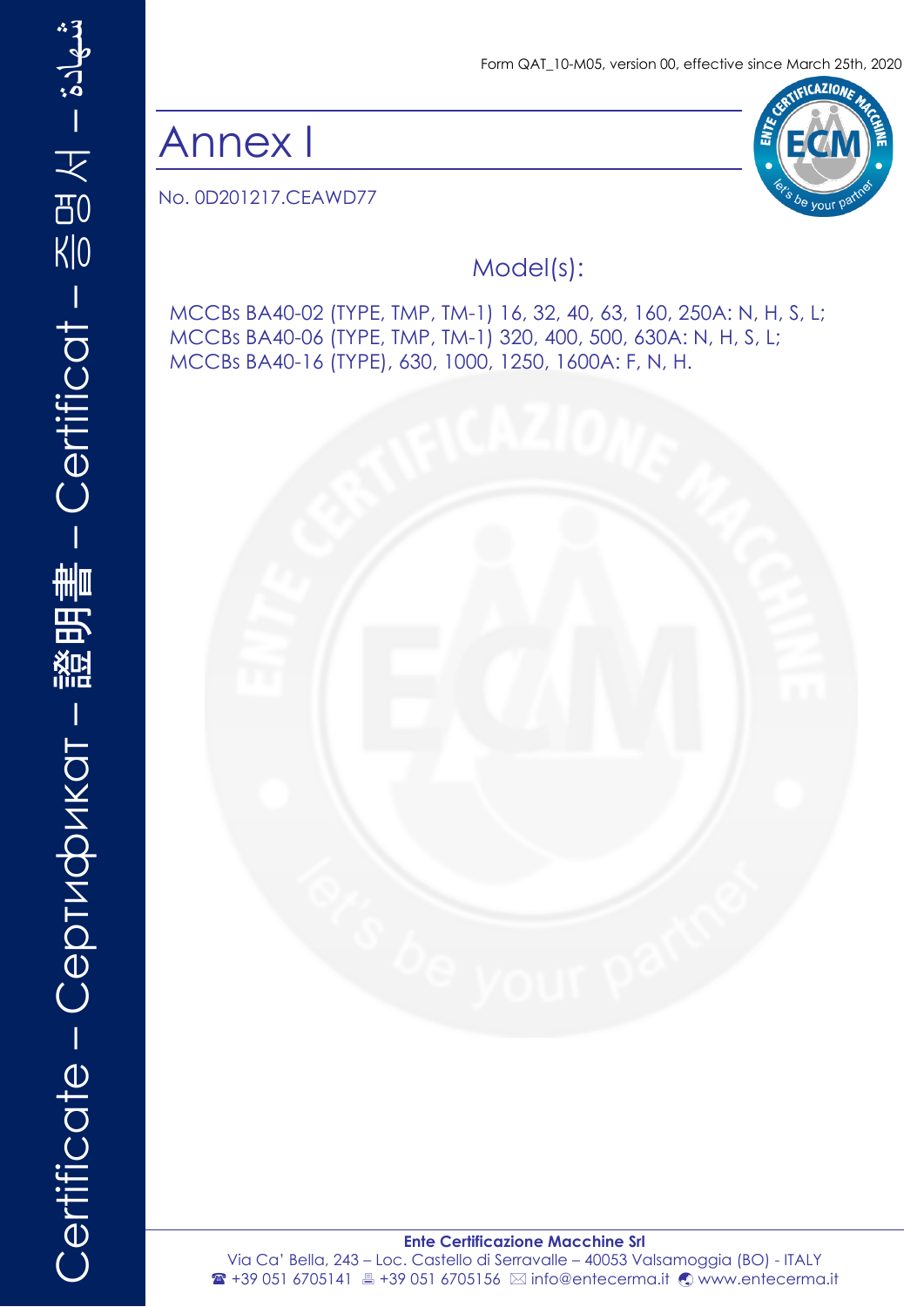# Annex I

No. 0D201217.CEAWD77

## Model(s):

MCCBs BA40-02 (TYPE, TMP, TM-1) 16, 32, 40, 63, 160, 250A: N, H, S, L;
MCCBs BA40-06 (TYPE, TMP, TM-1) 320, 400, 500, 630A: N, H, S, L;
MCCBs BA40-16 (TYPE), 630, 1000, 1250, 1600A: F, N, H.